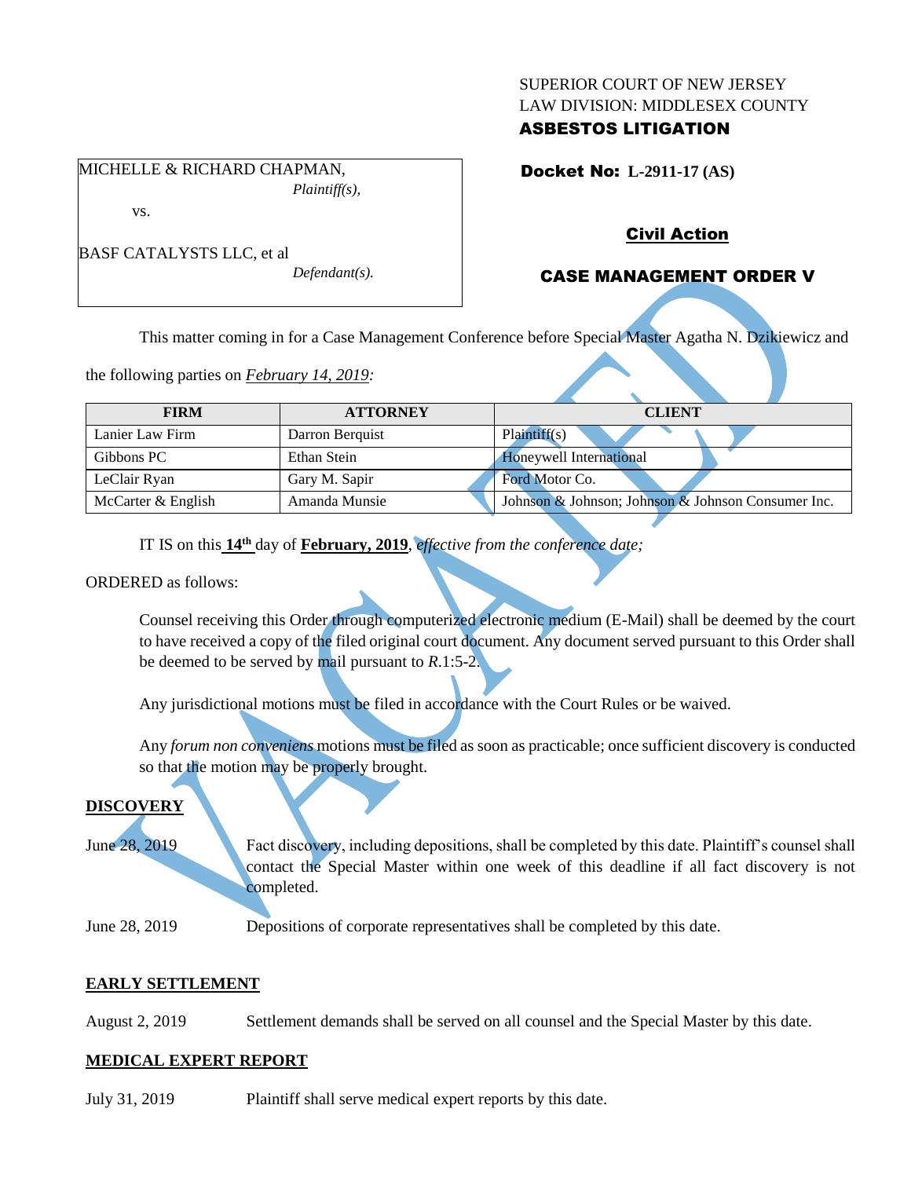SUPERIOR COURT OF NEW JERSEY
LAW DIVISION: MIDDLESEX COUNTY
**ASBESTOS LITIGATION**

MICHELLE & RICHARD CHAPMAN,
*Plaintiff(s),*

vs.

BASF CATALYSTS LLC, et al
*Defendant(s).*

**Docket No: L-2911-17 (AS)**

**Civil Action**

**CASE MANAGEMENT ORDER V**

VACATED

This matter coming in for a Case Management Conference before Special Master Agatha N. Dzikiewicz and the following parties on *February 14, 2019:*

| FIRM | ATTORNEY | CLIENT |
|---|---|---|
| Lanier Law Firm | Darron Berquist | Plaintiff(s) |
| Gibbons PC | Ethan Stein | Honeywell International |
| LeClair Ryan | Gary M. Sapir | Ford Motor Co. |
| McCarter & English | Amanda Munsie | Johnson & Johnson; Johnson & Johnson Consumer Inc. |

IT IS on this **14th** day of **February, 2019**, *effective from the conference date;*

ORDERED as follows:

Counsel receiving this Order through computerized electronic medium (E-Mail) shall be deemed by the court to have received a copy of the filed original court document. Any document served pursuant to this Order shall be deemed to be served by mail pursuant to *R*.1:5-2.

Any jurisdictional motions must be filed in accordance with the Court Rules or be waived.

Any *forum non conveniens* motions must be filed as soon as practicable; once sufficient discovery is conducted so that the motion may be properly brought.

**DISCOVERY**

June 28, 2019 — Fact discovery, including depositions, shall be completed by this date. Plaintiff's counsel shall contact the Special Master within one week of this deadline if all fact discovery is not completed.

June 28, 2019 — Depositions of corporate representatives shall be completed by this date.

**EARLY SETTLEMENT**

August 2, 2019 — Settlement demands shall be served on all counsel and the Special Master by this date.

**MEDICAL EXPERT REPORT**

July 31, 2019 — Plaintiff shall serve medical expert reports by this date.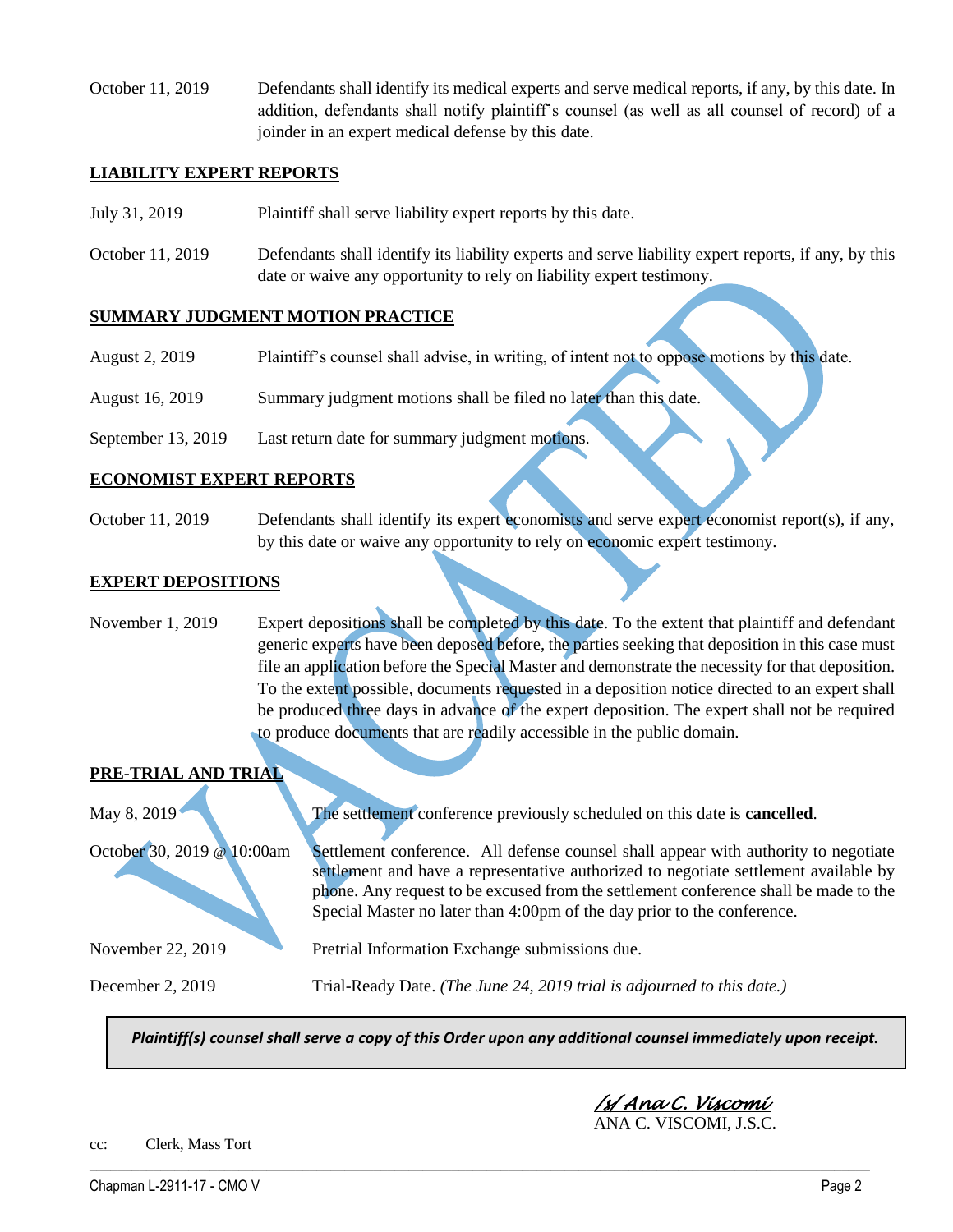| | |
|---|---|
| October 11, 2019 | Defendants shall identify its medical experts and serve medical reports, if any, by this date. In addition, defendants shall notify plaintiff's counsel (as well as all counsel of record) of a joinder in an expert medical defense by this date. |

**LIABILITY EXPERT REPORTS**

| | |
|---|---|
| July 31, 2019 | Plaintiff shall serve liability expert reports by this date. |
| October 11, 2019 | Defendants shall identify its liability experts and serve liability expert reports, if any, by this date or waive any opportunity to rely on liability expert testimony. |

**SUMMARY JUDGMENT MOTION PRACTICE**

| | |
|---|---|
| August 2, 2019 | Plaintiff's counsel shall advise, in writing, of intent not to oppose motions by this date. |
| August 16, 2019 | Summary judgment motions shall be filed no later than this date. |
| September 13, 2019 | Last return date for summary judgment motions. |

**ECONOMIST EXPERT REPORTS**

| | |
|---|---|
| October 11, 2019 | Defendants shall identify its expert economists and serve expert economist report(s), if any, by this date or waive any opportunity to rely on economic expert testimony. |

**EXPERT DEPOSITIONS**

| | |
|---|---|
| November 1, 2019 | Expert depositions shall be completed by this date. To the extent that plaintiff and defendant generic experts have been deposed before, the parties seeking that deposition in this case must file an application before the Special Master and demonstrate the necessity for that deposition. To the extent possible, documents requested in a deposition notice directed to an expert shall be produced three days in advance of the expert deposition. The expert shall not be required to produce documents that are readily accessible in the public domain. |

**PRE-TRIAL AND TRIAL**

| | |
|---|---|
| May 8, 2019 | The settlement conference previously scheduled on this date is **cancelled**. |
| October 30, 2019 @ 10:00am | Settlement conference. All defense counsel shall appear with authority to negotiate settlement and have a representative authorized to negotiate settlement available by phone. Any request to be excused from the settlement conference shall be made to the Special Master no later than 4:00pm of the day prior to the conference. |
| November 22, 2019 | Pretrial Information Exchange submissions due. |
| December 2, 2019 | Trial-Ready Date. *(The June 24, 2019 trial is adjourned to this date.)* |

***Plaintiff(s) counsel shall serve a copy of this Order upon any additional counsel immediately upon receipt.***

/s/ Ana C. Viscomi
ANA C. VISCOMI, J.S.C.

cc: Clerk, Mass Tort

VACATED